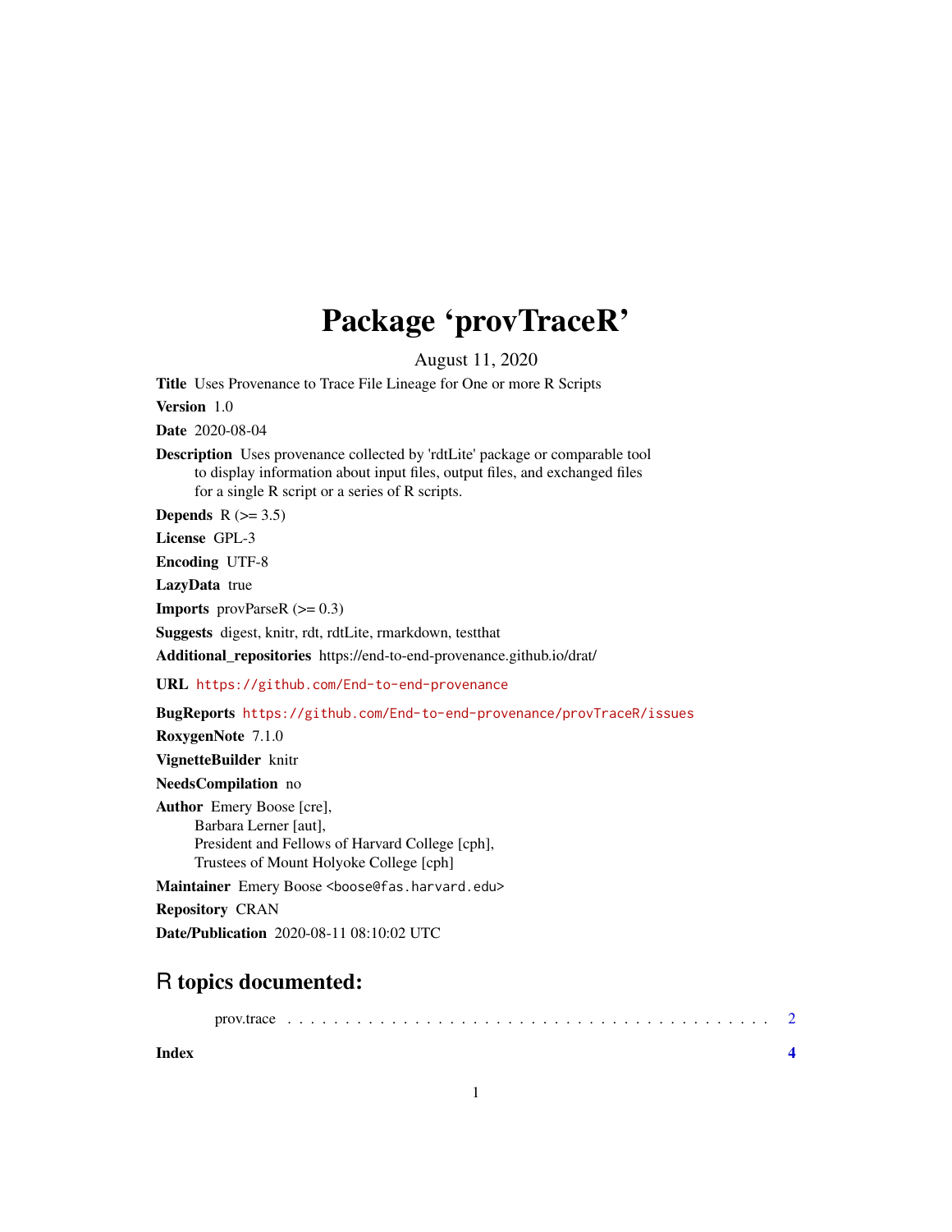# Package 'provTraceR'

August 11, 2020

**Title** Uses Provenance to Trace File Lineage for One or more R Scripts

**Version** 1.0

**Date** 2020-08-04

**Description** Uses provenance collected by 'rdtLite' package or comparable tool to display information about input files, output files, and exchanged files for a single R script or a series of R scripts.

**Depends** R (>= 3.5)

**License** GPL-3

**Encoding** UTF-8

**LazyData** true

**Imports** provParseR (>= 0.3)

**Suggests** digest, knitr, rdt, rdtLite, rmarkdown, testthat

**Additional_repositories** https://end-to-end-provenance.github.io/drat/

**URL** https://github.com/End-to-end-provenance

**BugReports** https://github.com/End-to-end-provenance/provTraceR/issues

**RoxygenNote** 7.1.0

**VignetteBuilder** knitr

**NeedsCompilation** no

**Author** Emery Boose [cre],
Barbara Lerner [aut],
President and Fellows of Harvard College [cph],
Trustees of Mount Holyoke College [cph]

**Maintainer** Emery Boose <boose@fas.harvard.edu>

**Repository** CRAN

**Date/Publication** 2020-08-11 08:10:02 UTC

## R topics documented:

prov.trace . . . . . . . . . . . . . . . . . . . . . . . . . . . . . . . . . . . . . . . . . 2

**Index** **4**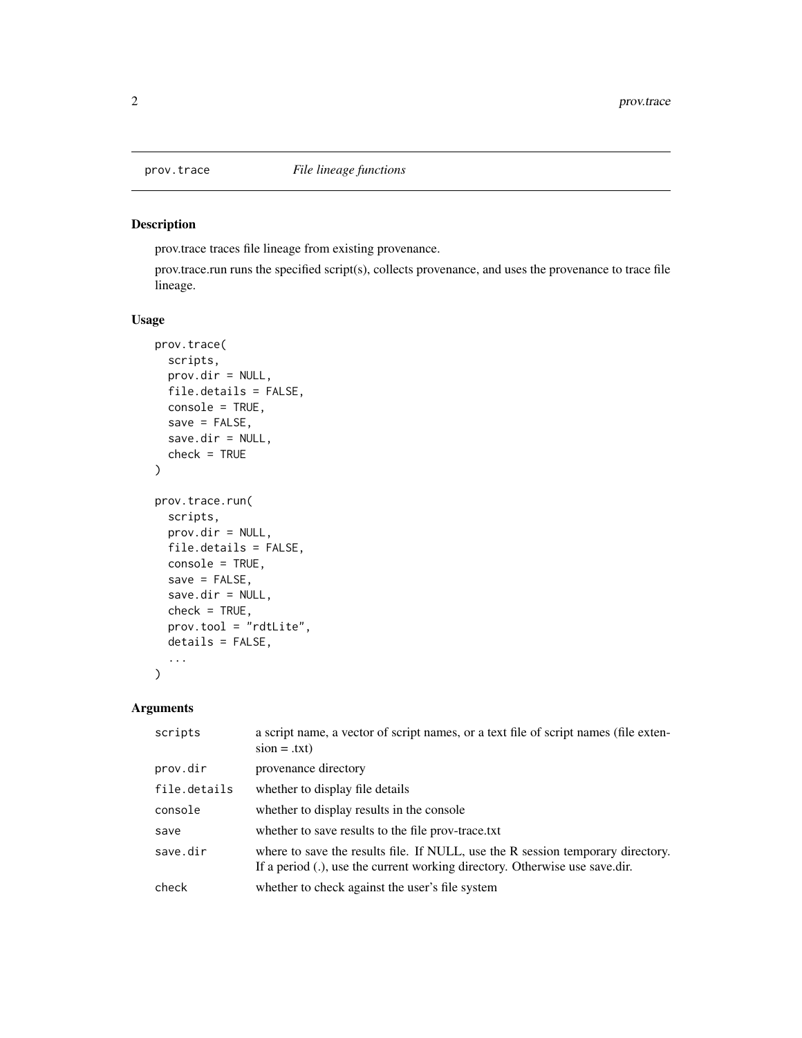prov.trace *File lineage functions*

## Description

prov.trace traces file lineage from existing provenance.

prov.trace.run runs the specified script(s), collects provenance, and uses the provenance to trace file lineage.

## Usage

```
prov.trace(
  scripts,
  prov.dir = NULL,
  file.details = FALSE,
  console = TRUE,
  save = FALSE,
  save.dir = NULL,
  check = TRUE
)

prov.trace.run(
  scripts,
  prov.dir = NULL,
  file.details = FALSE,
  console = TRUE,
  save = FALSE,
  save.dir = NULL,
  check = TRUE,
  prov.tool = "rdtLite",
  details = FALSE,
  ...
)
```

## Arguments

| | |
|---|---|
| `scripts` | a script name, a vector of script names, or a text file of script names (file extension = .txt) |
| `prov.dir` | provenance directory |
| `file.details` | whether to display file details |
| `console` | whether to display results in the console |
| `save` | whether to save results to the file prov-trace.txt |
| `save.dir` | where to save the results file. If NULL, use the R session temporary directory. If a period (.), use the current working directory. Otherwise use save.dir. |
| `check` | whether to check against the user's file system |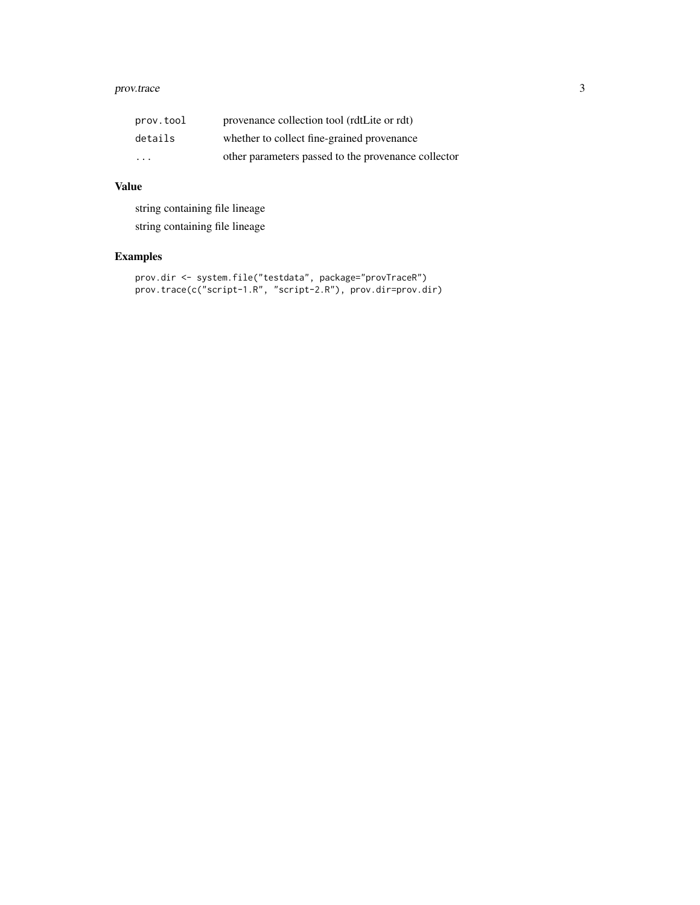| | |
|---|---|
| `prov.tool` | provenance collection tool (rdtLite or rdt) |
| `details` | whether to collect fine-grained provenance |
| `...` | other parameters passed to the provenance collector |

## Value

string containing file lineage

string containing file lineage

## Examples

```
prov.dir <- system.file("testdata", package="provTraceR")
prov.trace(c("script-1.R", "script-2.R"), prov.dir=prov.dir)
```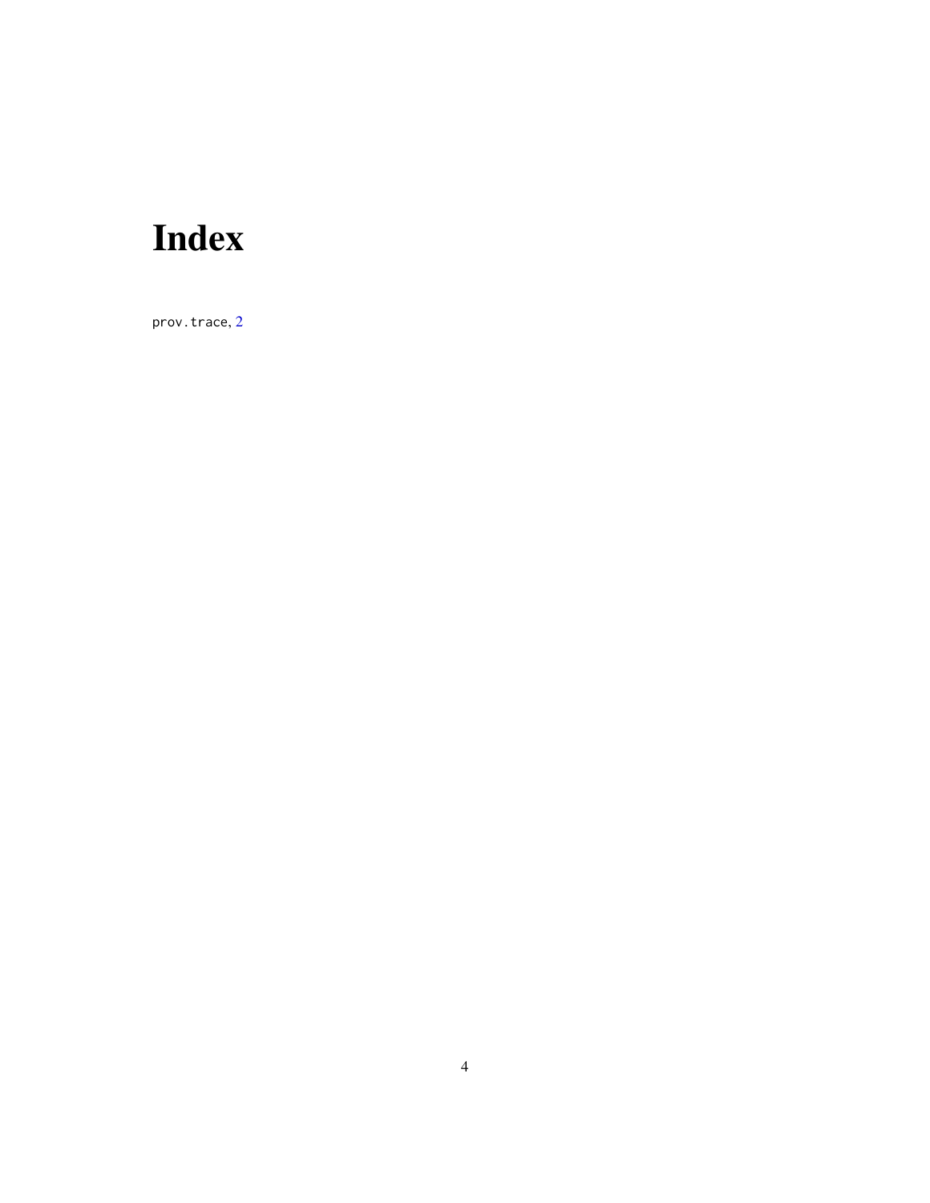# Index

`prov.trace`, 2